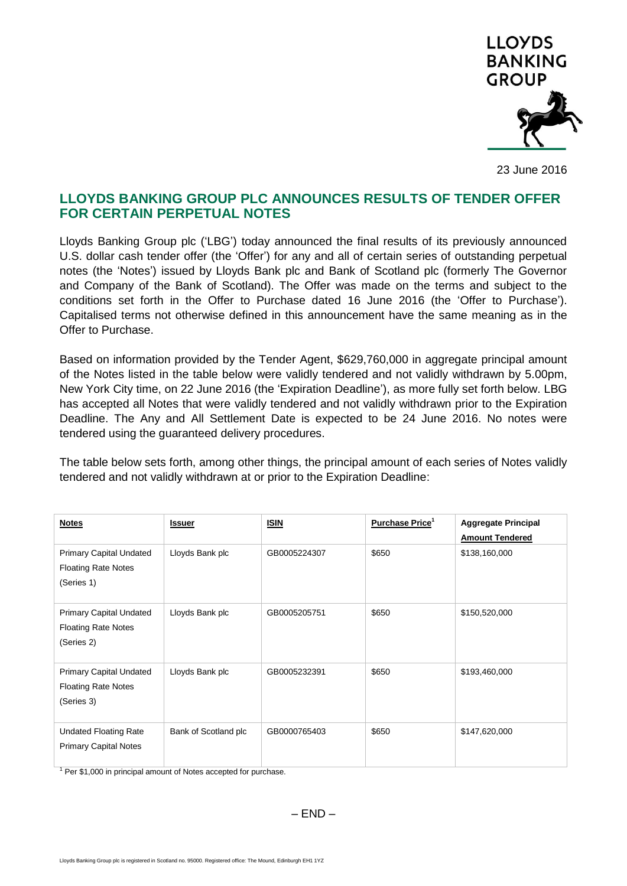LLOYDS BANKING GROUP

23 June 2016

## LLOYDS BANKING GROUP PLC ANNOUNCES RESULTS OF TENDER OFFER FOR CERTAIN PERPETUAL NOTES

Lloyds Banking Group plc ('LBG') today announced the final results of its previously announced U.S. dollar cash tender offer (the 'Offer') for any and all of certain series of outstanding perpetual notes (the 'Notes') issued by Lloyds Bank plc and Bank of Scotland plc (formerly The Governor and Company of the Bank of Scotland). The Offer was made on the terms and subject to the conditions set forth in the Offer to Purchase dated 16 June 2016 (the 'Offer to Purchase'). Capitalised terms not otherwise defined in this announcement have the same meaning as in the Offer to Purchase.

Based on information provided by the Tender Agent, $629,760,000 in aggregate principal amount of the Notes listed in the table below were validly tendered and not validly withdrawn by 5.00pm, New York City time, on 22 June 2016 (the 'Expiration Deadline'), as more fully set forth below. LBG has accepted all Notes that were validly tendered and not validly withdrawn prior to the Expiration Deadline. The Any and All Settlement Date is expected to be 24 June 2016. No notes were tendered using the guaranteed delivery procedures.

The table below sets forth, among other things, the principal amount of each series of Notes validly tendered and not validly withdrawn at or prior to the Expiration Deadline:

| Notes | Issuer | ISIN | Purchase Price[1] | Aggregate Principal Amount Tendered |
|---|---|---|---|---|
| Primary Capital Undated Floating Rate Notes (Series 1) | Lloyds Bank plc | GB0005224307 | $650 | $138,160,000 |
| Primary Capital Undated Floating Rate Notes (Series 2) | Lloyds Bank plc | GB0005205751 | $650 | $150,520,000 |
| Primary Capital Undated Floating Rate Notes (Series 3) | Lloyds Bank plc | GB0005232391 | $650 | $193,460,000 |
| Undated Floating Rate Primary Capital Notes | Bank of Scotland plc | GB0000765403 | $650 | $147,620,000 |

[1] Per $1,000 in principal amount of Notes accepted for purchase.

– END –

Lloyds Banking Group plc is registered in Scotland no. 95000. Registered office: The Mound, Edinburgh EH1 1YZ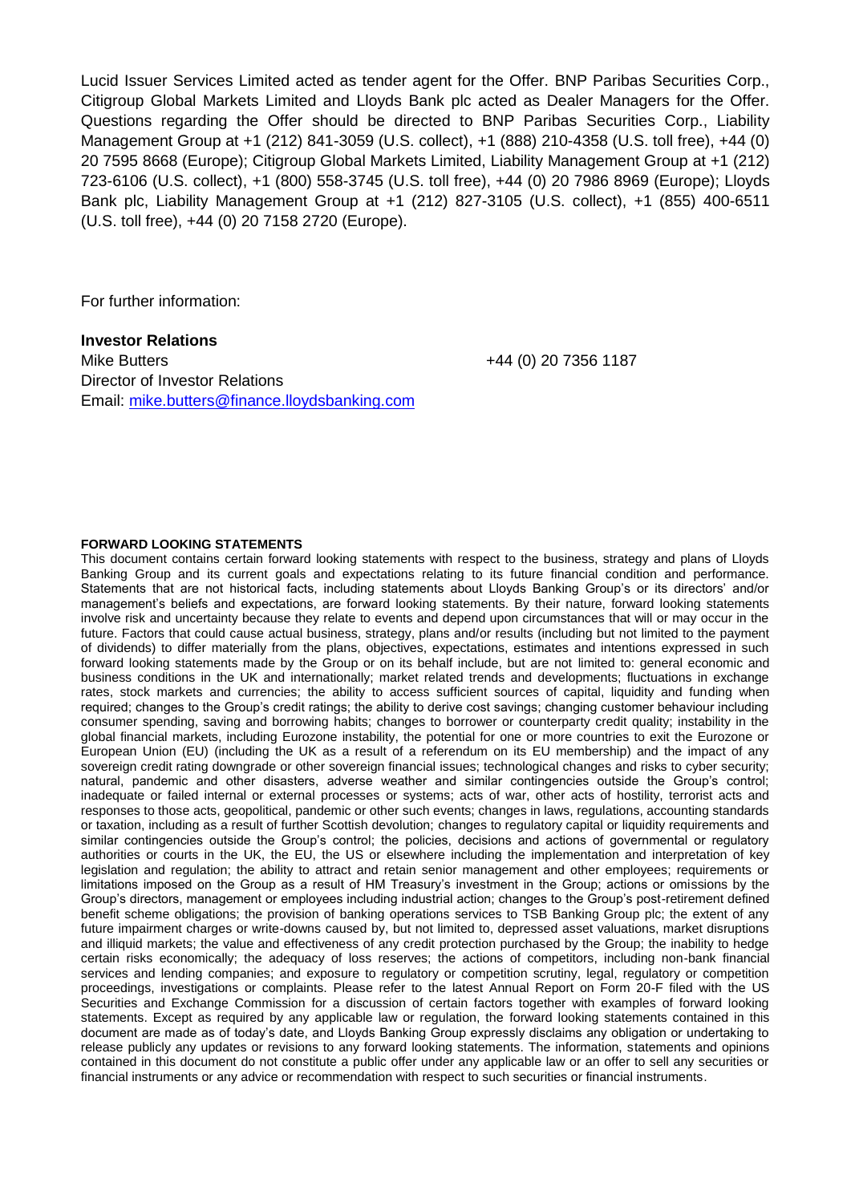Lucid Issuer Services Limited acted as tender agent for the Offer. BNP Paribas Securities Corp., Citigroup Global Markets Limited and Lloyds Bank plc acted as Dealer Managers for the Offer. Questions regarding the Offer should be directed to BNP Paribas Securities Corp., Liability Management Group at +1 (212) 841-3059 (U.S. collect), +1 (888) 210-4358 (U.S. toll free), +44 (0) 20 7595 8668 (Europe); Citigroup Global Markets Limited, Liability Management Group at +1 (212) 723-6106 (U.S. collect), +1 (800) 558-3745 (U.S. toll free), +44 (0) 20 7986 8969 (Europe); Lloyds Bank plc, Liability Management Group at +1 (212) 827-3105 (U.S. collect), +1 (855) 400-6511 (U.S. toll free), +44 (0) 20 7158 2720 (Europe).

For further information:

**Investor Relations**

Mike Butters +44 (0) 20 7356 1187
Director of Investor Relations
Email: mike.butters@finance.lloydsbanking.com

**FORWARD LOOKING STATEMENTS**

This document contains certain forward looking statements with respect to the business, strategy and plans of Lloyds Banking Group and its current goals and expectations relating to its future financial condition and performance. Statements that are not historical facts, including statements about Lloyds Banking Group's or its directors' and/or management's beliefs and expectations, are forward looking statements. By their nature, forward looking statements involve risk and uncertainty because they relate to events and depend upon circumstances that will or may occur in the future. Factors that could cause actual business, strategy, plans and/or results (including but not limited to the payment of dividends) to differ materially from the plans, objectives, expectations, estimates and intentions expressed in such forward looking statements made by the Group or on its behalf include, but are not limited to: general economic and business conditions in the UK and internationally; market related trends and developments; fluctuations in exchange rates, stock markets and currencies; the ability to access sufficient sources of capital, liquidity and funding when required; changes to the Group's credit ratings; the ability to derive cost savings; changing customer behaviour including consumer spending, saving and borrowing habits; changes to borrower or counterparty credit quality; instability in the global financial markets, including Eurozone instability, the potential for one or more countries to exit the Eurozone or European Union (EU) (including the UK as a result of a referendum on its EU membership) and the impact of any sovereign credit rating downgrade or other sovereign financial issues; technological changes and risks to cyber security; natural, pandemic and other disasters, adverse weather and similar contingencies outside the Group's control; inadequate or failed internal or external processes or systems; acts of war, other acts of hostility, terrorist acts and responses to those acts, geopolitical, pandemic or other such events; changes in laws, regulations, accounting standards or taxation, including as a result of further Scottish devolution; changes to regulatory capital or liquidity requirements and similar contingencies outside the Group's control; the policies, decisions and actions of governmental or regulatory authorities or courts in the UK, the EU, the US or elsewhere including the implementation and interpretation of key legislation and regulation; the ability to attract and retain senior management and other employees; requirements or limitations imposed on the Group as a result of HM Treasury's investment in the Group; actions or omissions by the Group's directors, management or employees including industrial action; changes to the Group's post-retirement defined benefit scheme obligations; the provision of banking operations services to TSB Banking Group plc; the extent of any future impairment charges or write-downs caused by, but not limited to, depressed asset valuations, market disruptions and illiquid markets; the value and effectiveness of any credit protection purchased by the Group; the inability to hedge certain risks economically; the adequacy of loss reserves; the actions of competitors, including non-bank financial services and lending companies; and exposure to regulatory or competition scrutiny, legal, regulatory or competition proceedings, investigations or complaints. Please refer to the latest Annual Report on Form 20-F filed with the US Securities and Exchange Commission for a discussion of certain factors together with examples of forward looking statements. Except as required by any applicable law or regulation, the forward looking statements contained in this document are made as of today's date, and Lloyds Banking Group expressly disclaims any obligation or undertaking to release publicly any updates or revisions to any forward looking statements. The information, statements and opinions contained in this document do not constitute a public offer under any applicable law or an offer to sell any securities or financial instruments or any advice or recommendation with respect to such securities or financial instruments.